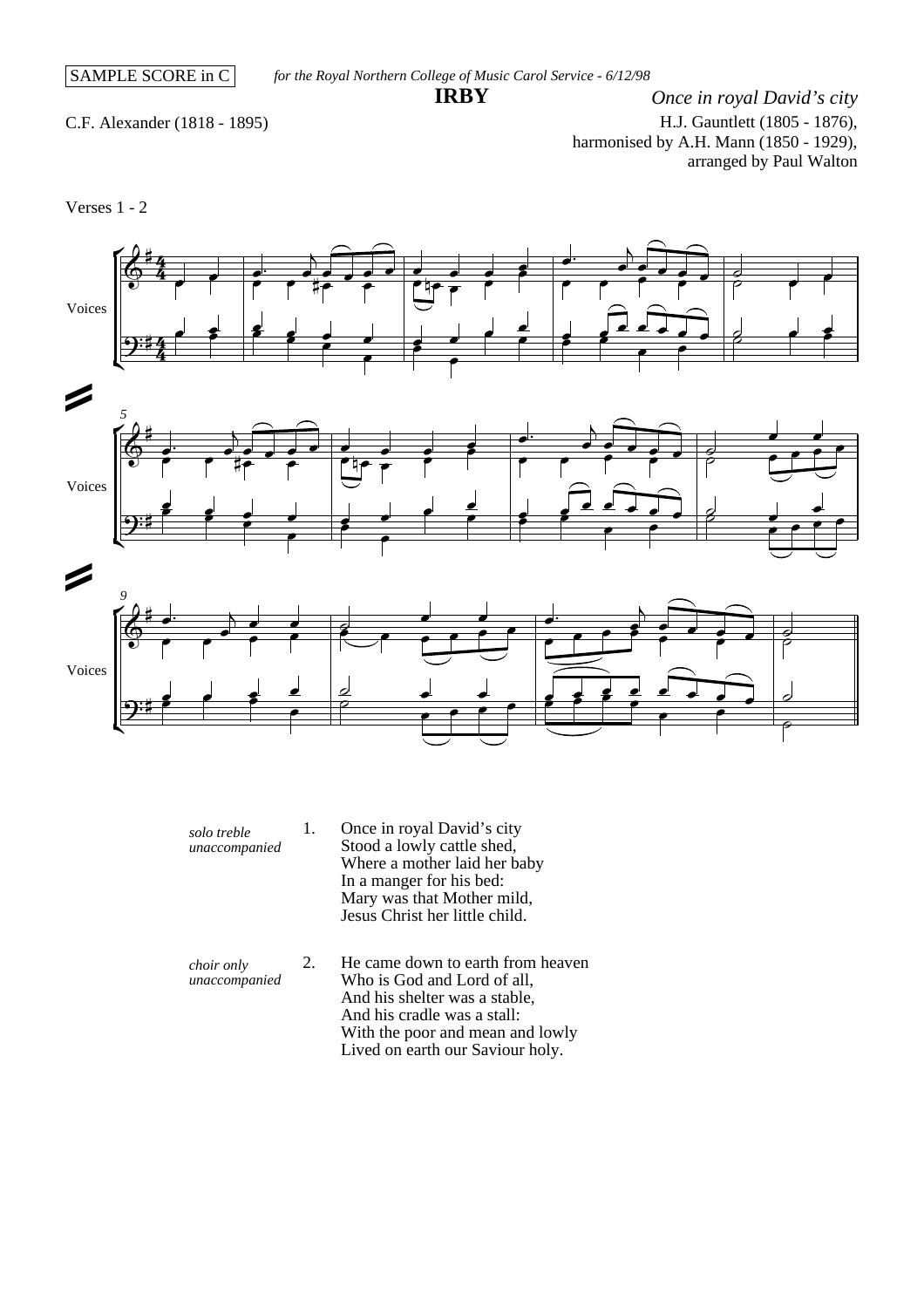SAMPLE SCORE in C

*for the Royal Northern College of Music Carol Service - 6/12/98*

# IRBY

*Once in royal David's city*

C.F. Alexander (1818 - 1895)

H.J. Gauntlett (1805 - 1876),
harmonised by A.H. Mann (1850 - 1929),
arranged by Paul Walton

Verses 1 - 2

*solo treble unaccompanied*

1. Once in royal David's city
   Stood a lowly cattle shed,
   Where a mother laid her baby
   In a manger for his bed:
   Mary was that Mother mild,
   Jesus Christ her little child.

*choir only unaccompanied*

2. He came down to earth from heaven
   Who is God and Lord of all,
   And his shelter was a stable,
   And his cradle was a stall:
   With the poor and mean and lowly
   Lived on earth our Saviour holy.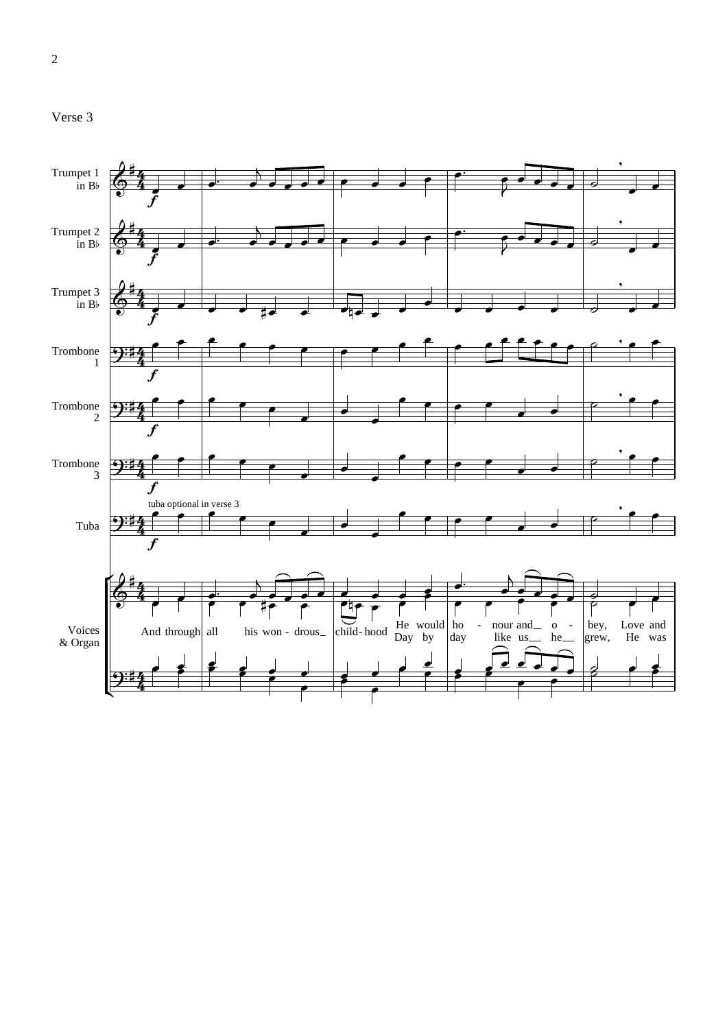Verse 3

Trumpet 1 in B♭

Trumpet 2 in B♭

Trumpet 3 in B♭

Trombone 1

Trombone 2

Trombone 3

Tuba

tuba optional in verse 3

Voices & Organ

And through all his won - drous_ child-hood He would ho - nour and_ o - bey, Love and

Day by day like us_ he_ grew, He was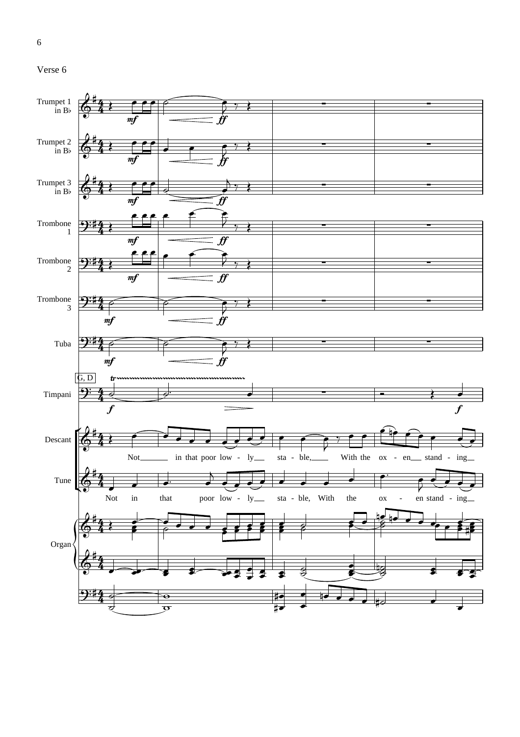Verse 6

Trumpet 1 in B♭

Trumpet 2 in B♭

Trumpet 3 in B♭

Trombone 1

Trombone 2

Trombone 3

Tuba

G, D

Timpani

Descant: Not in that poor low - ly sta - ble, With the ox - en stand - ing

Tune: Not in that poor low - ly sta - ble, With the ox - en stand - ing

Organ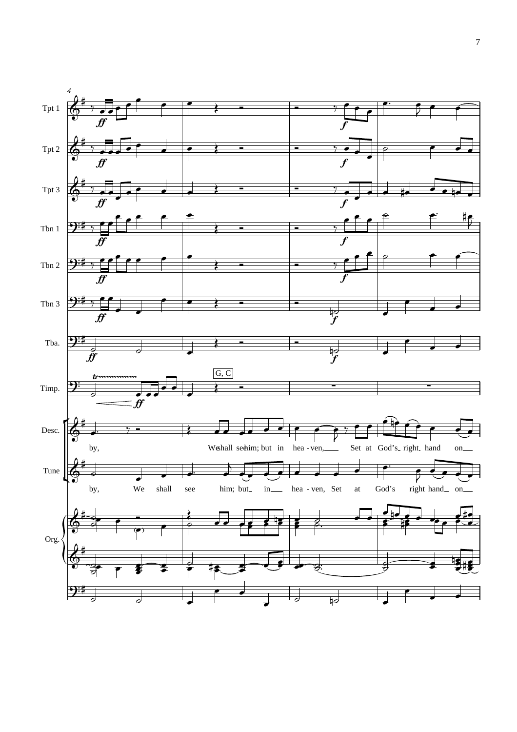4

Tpt 1 — *ff* — *f*

Tpt 2 — *ff* — *f*

Tpt 3 — *ff* — *f*

Tbn 1 — *ff* — *f*

Tbn 2 — *ff* — *f*

Tbn 3 — *ff* — *f*

Tba. — *ff* — *f*

Timp. — tr — *ff* — G, C

Desc. — by, We shall see him; but in hea - ven, Set at God's right hand on

Tune — by, We shall see him; but in hea - ven, Set at God's right hand on

Org.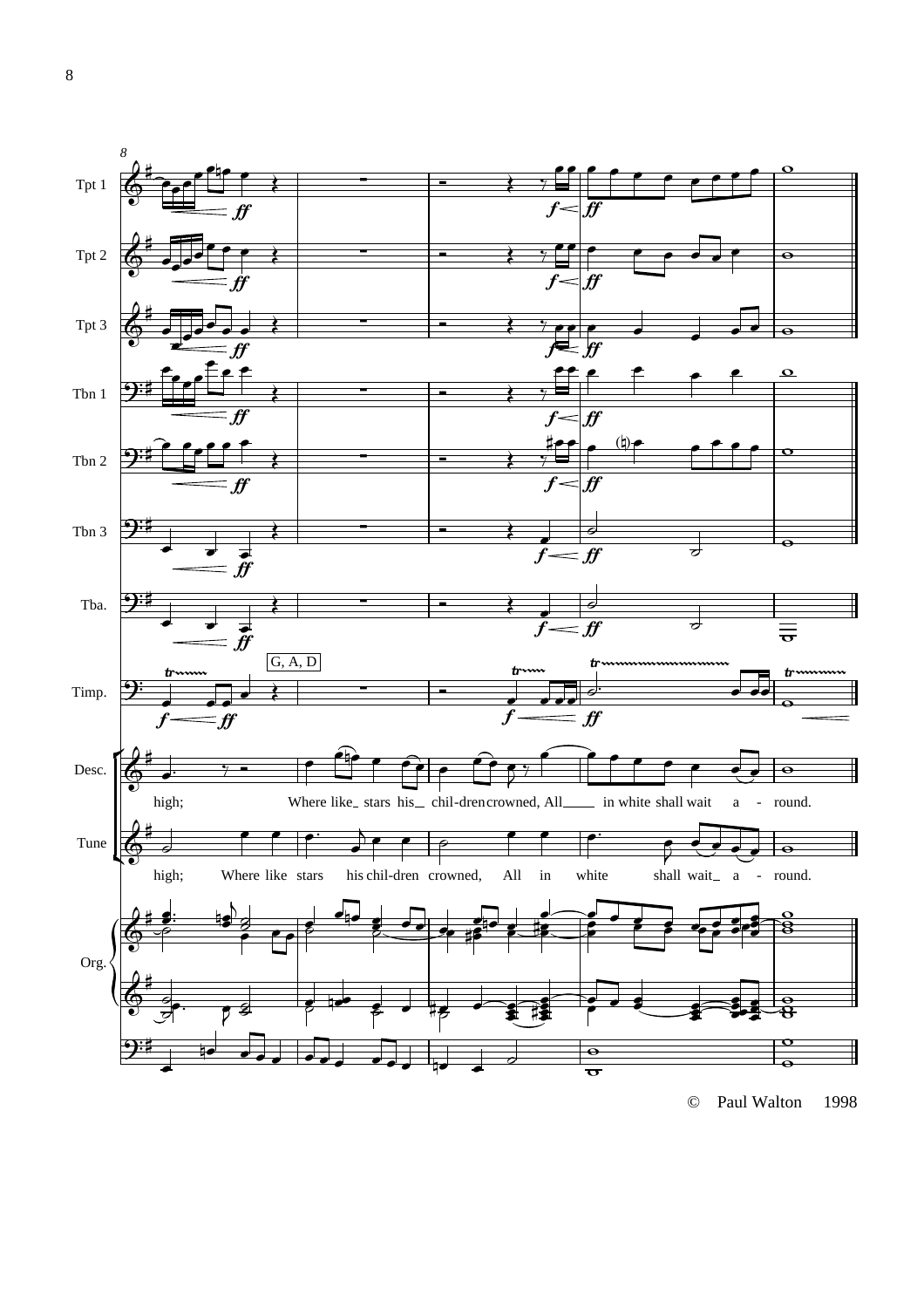8

Tpt 1

Tpt 2

Tpt 3

Tbn 1

Tbn 2

Tbn 3

Tba.

G, A, D

Timp.

Desc.

high; Where like_ stars his_ chil-dren crowned, All____ in white shall wait a - round.

Tune

high; Where like stars his chil-dren crowned, All in white shall wait_ a - round.

Org.

© Paul Walton 1998